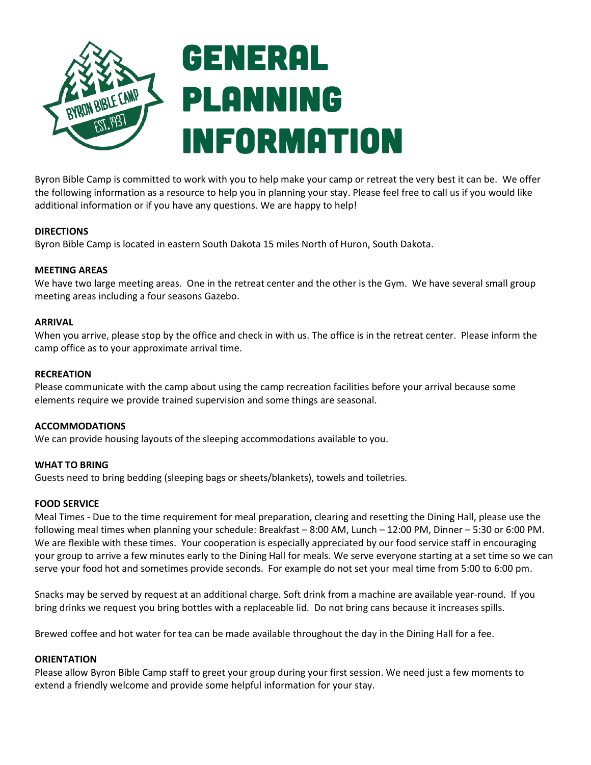# GENERAL PLANNING INFORMATION

Byron Bible Camp is committed to work with you to help make your camp or retreat the very best it can be. We offer the following information as a resource to help you in planning your stay. Please feel free to call us if you would like additional information or if you have any questions. We are happy to help!

**DIRECTIONS**

Byron Bible Camp is located in eastern South Dakota 15 miles North of Huron, South Dakota.

**MEETING AREAS**

We have two large meeting areas. One in the retreat center and the other is the Gym. We have several small group meeting areas including a four seasons Gazebo.

**ARRIVAL**

When you arrive, please stop by the office and check in with us. The office is in the retreat center. Please inform the camp office as to your approximate arrival time.

**RECREATION**

Please communicate with the camp about using the camp recreation facilities before your arrival because some elements require we provide trained supervision and some things are seasonal.

**ACCOMMODATIONS**

We can provide housing layouts of the sleeping accommodations available to you.

**WHAT TO BRING**

Guests need to bring bedding (sleeping bags or sheets/blankets), towels and toiletries.

**FOOD SERVICE**

Meal Times - Due to the time requirement for meal preparation, clearing and resetting the Dining Hall, please use the following meal times when planning your schedule: Breakfast – 8:00 AM, Lunch – 12:00 PM, Dinner – 5:30 or 6:00 PM. We are flexible with these times. Your cooperation is especially appreciated by our food service staff in encouraging your group to arrive a few minutes early to the Dining Hall for meals. We serve everyone starting at a set time so we can serve your food hot and sometimes provide seconds. For example do not set your meal time from 5:00 to 6:00 pm.

Snacks may be served by request at an additional charge. Soft drink from a machine are available year-round. If you bring drinks we request you bring bottles with a replaceable lid. Do not bring cans because it increases spills.

Brewed coffee and hot water for tea can be made available throughout the day in the Dining Hall for a fee.

**ORIENTATION**

Please allow Byron Bible Camp staff to greet your group during your first session. We need just a few moments to extend a friendly welcome and provide some helpful information for your stay.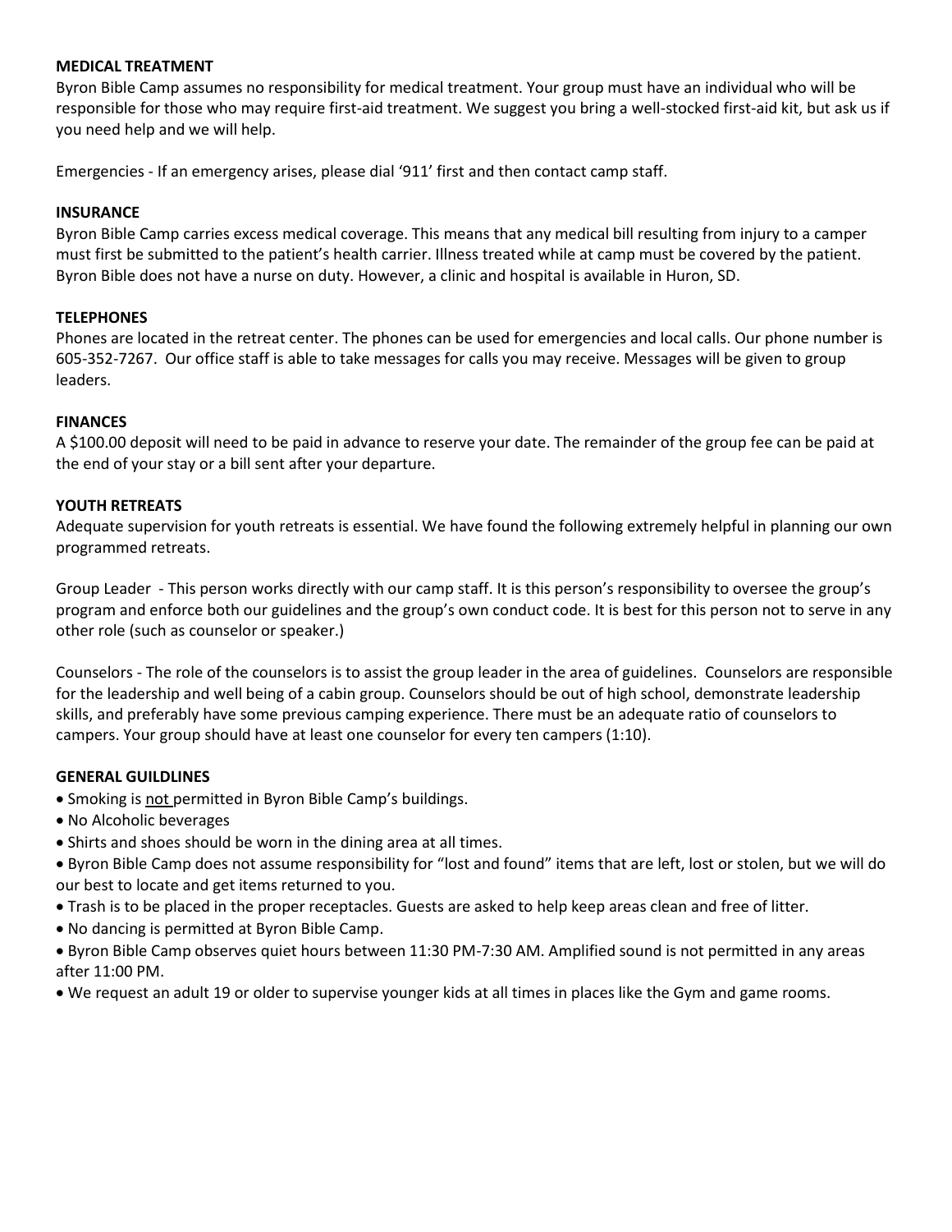**MEDICAL TREATMENT**

Byron Bible Camp assumes no responsibility for medical treatment. Your group must have an individual who will be responsible for those who may require first-aid treatment. We suggest you bring a well-stocked first-aid kit, but ask us if you need help and we will help.

Emergencies - If an emergency arises, please dial '911' first and then contact camp staff.

**INSURANCE**

Byron Bible Camp carries excess medical coverage. This means that any medical bill resulting from injury to a camper must first be submitted to the patient's health carrier. Illness treated while at camp must be covered by the patient. Byron Bible does not have a nurse on duty. However, a clinic and hospital is available in Huron, SD.

**TELEPHONES**

Phones are located in the retreat center. The phones can be used for emergencies and local calls. Our phone number is 605-352-7267. Our office staff is able to take messages for calls you may receive. Messages will be given to group leaders.

**FINANCES**

A $100.00 deposit will need to be paid in advance to reserve your date. The remainder of the group fee can be paid at the end of your stay or a bill sent after your departure.

**YOUTH RETREATS**

Adequate supervision for youth retreats is essential. We have found the following extremely helpful in planning our own programmed retreats.

Group Leader - This person works directly with our camp staff. It is this person's responsibility to oversee the group's program and enforce both our guidelines and the group's own conduct code. It is best for this person not to serve in any other role (such as counselor or speaker.)

Counselors - The role of the counselors is to assist the group leader in the area of guidelines. Counselors are responsible for the leadership and well being of a cabin group. Counselors should be out of high school, demonstrate leadership skills, and preferably have some previous camping experience. There must be an adequate ratio of counselors to campers. Your group should have at least one counselor for every ten campers (1:10).

**GENERAL GUILDLINES**

- Smoking is <u>not</u> permitted in Byron Bible Camp's buildings.
- No Alcoholic beverages
- Shirts and shoes should be worn in the dining area at all times.
- Byron Bible Camp does not assume responsibility for "lost and found" items that are left, lost or stolen, but we will do our best to locate and get items returned to you.
- Trash is to be placed in the proper receptacles. Guests are asked to help keep areas clean and free of litter.
- No dancing is permitted at Byron Bible Camp.
- Byron Bible Camp observes quiet hours between 11:30 PM-7:30 AM. Amplified sound is not permitted in any areas after 11:00 PM.
- We request an adult 19 or older to supervise younger kids at all times in places like the Gym and game rooms.